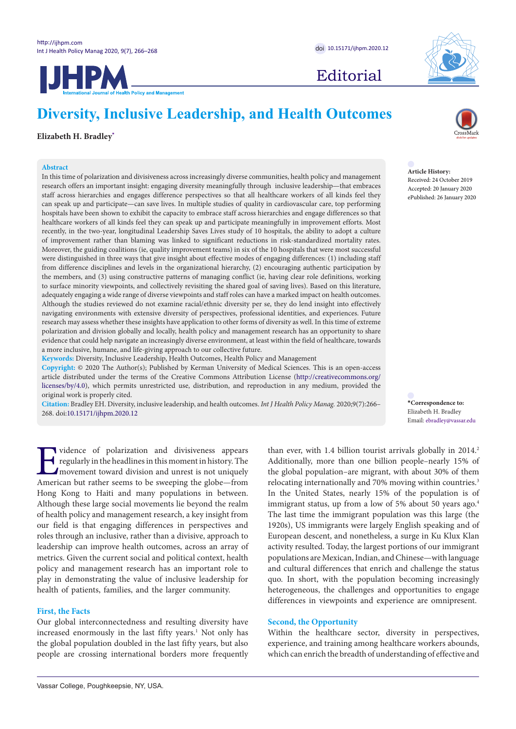Editorial

# Diversity, Inclusive Leadership, and Health Outcomes

**Elizabeth H. Bradley***

**Abstract**

In this time of polarization and divisiveness across increasingly diverse communities, health policy and management research offers an important insight: engaging diversity meaningfully through inclusive leadership—that embraces staff across hierarchies and engages difference perspectives so that all healthcare workers of all kinds feel they can speak up and participate—can save lives. In multiple studies of quality in cardiovascular care, top performing hospitals have been shown to exhibit the capacity to embrace staff across hierarchies and engage differences so that healthcare workers of all kinds feel they can speak up and participate meaningfully in improvement efforts. Most recently, in the two-year, longitudinal Leadership Saves Lives study of 10 hospitals, the ability to adopt a culture of improvement rather than blaming was linked to significant reductions in risk-standardized mortality rates. Moreover, the guiding coalitions (ie, quality improvement teams) in six of the 10 hospitals that were most successful were distinguished in three ways that give insight about effective modes of engaging differences: (1) including staff from difference disciplines and levels in the organizational hierarchy, (2) encouraging authentic participation by the members, and (3) using constructive patterns of managing conflict (ie, having clear role definitions, working to surface minority viewpoints, and collectively revisiting the shared goal of saving lives). Based on this literature, adequately engaging a wide range of diverse viewpoints and staff roles can have a marked impact on health outcomes. Although the studies reviewed do not examine racial/ethnic diversity per se, they do lend insight into effectively navigating environments with extensive diversity of perspectives, professional identities, and experiences. Future research may assess whether these insights have application to other forms of diversity as well. In this time of extreme polarization and division globally and locally, health policy and management research has an opportunity to share evidence that could help navigate an increasingly diverse environment, at least within the field of healthcare, towards a more inclusive, humane, and life-giving approach to our collective future.

**Keywords:** Diversity, Inclusive Leadership, Health Outcomes, Health Policy and Management

**Copyright:** © 2020 The Author(s); Published by Kerman University of Medical Sciences. This is an open-access article distributed under the terms of the Creative Commons Attribution License (http://creativecommons.org/licenses/by/4.0), which permits unrestricted use, distribution, and reproduction in any medium, provided the original work is properly cited.

**Citation:** Bradley EH. Diversity, inclusive leadership, and health outcomes. *Int J Health Policy Manag.* 2020;9(7):266–268. doi:10.15171/ijhpm.2020.12

**Article History:**
Received: 24 October 2019
Accepted: 20 January 2020
ePublished: 26 January 2020

***Correspondence to:**
Elizabeth H. Bradley
Email: ebradley@vassar.edu

Evidence of polarization and divisiveness appears regularly in the headlines in this moment in history. The movement toward division and unrest is not uniquely American but rather seems to be sweeping the globe—from Hong Kong to Haiti and many populations in between. Although these large social movements lie beyond the realm of health policy and management research, a key insight from our field is that engaging differences in perspectives and roles through an inclusive, rather than a divisive, approach to leadership can improve health outcomes, across an array of metrics. Given the current social and political context, health policy and management research has an important role to play in demonstrating the value of inclusive leadership for health of patients, families, and the larger community.

## First, the Facts

Our global interconnectedness and resulting diversity have increased enormously in the last fifty years.[1] Not only has the global population doubled in the last fifty years, but also people are crossing international borders more frequently than ever, with 1.4 billion tourist arrivals globally in 2014.[2] Additionally, more than one billion people–nearly 15% of the global population–are migrant, with about 30% of them relocating internationally and 70% moving within countries.[3] In the United States, nearly 15% of the population is of immigrant status, up from a low of 5% about 50 years ago.[4] The last time the immigrant population was this large (the 1920s), US immigrants were largely English speaking and of European descent, and nonetheless, a surge in Ku Klux Klan activity resulted. Today, the largest portions of our immigrant populations are Mexican, Indian, and Chinese—with language and cultural differences that enrich and challenge the status quo. In short, with the population becoming increasingly heterogeneous, the challenges and opportunities to engage differences in viewpoints and experience are omnipresent.

## Second, the Opportunity

Within the healthcare sector, diversity in perspectives, experience, and training among healthcare workers abounds, which can enrich the breadth of understanding of effective and

Vassar College, Poughkeepsie, NY, USA.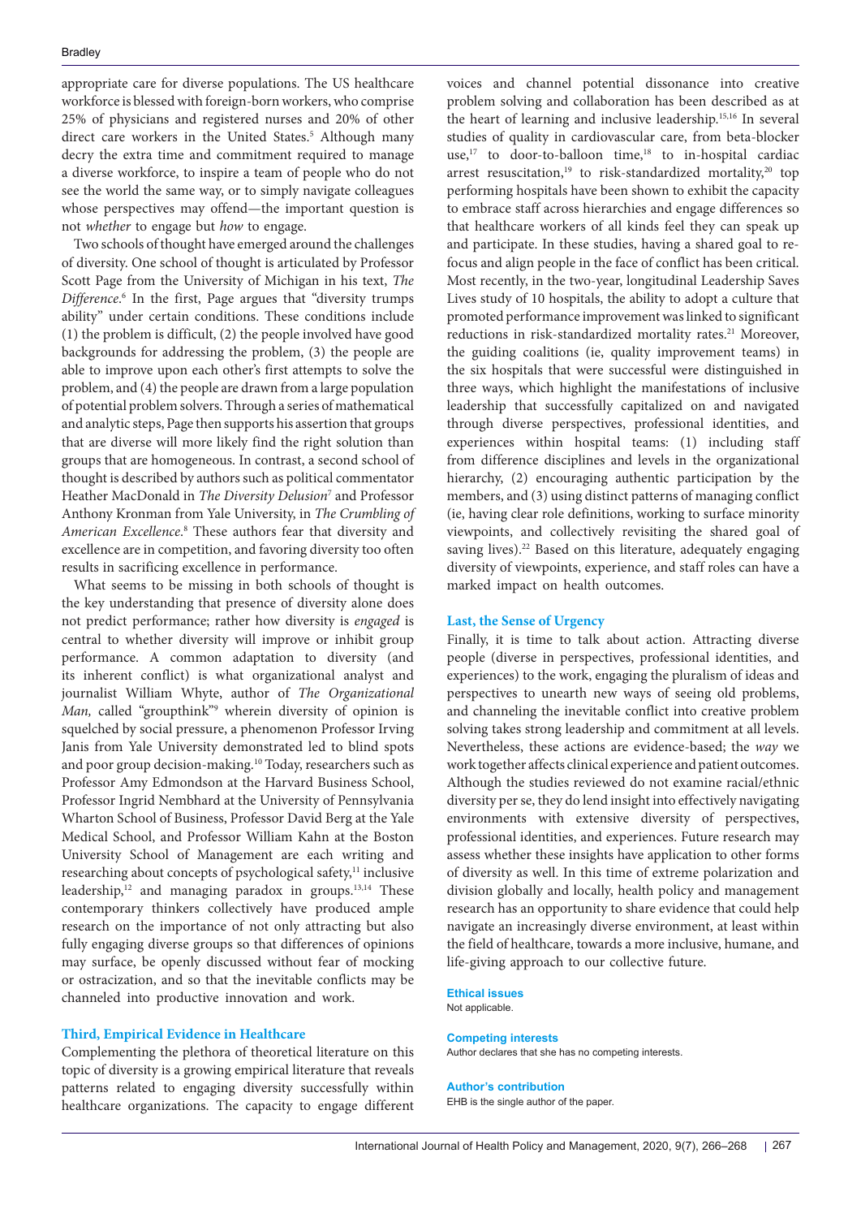appropriate care for diverse populations. The US healthcare workforce is blessed with foreign-born workers, who comprise 25% of physicians and registered nurses and 20% of other direct care workers in the United States.[5] Although many decry the extra time and commitment required to manage a diverse workforce, to inspire a team of people who do not see the world the same way, or to simply navigate colleagues whose perspectives may offend—the important question is not *whether* to engage but *how* to engage.

Two schools of thought have emerged around the challenges of diversity. One school of thought is articulated by Professor Scott Page from the University of Michigan in his text, *The Difference*.[6] In the first, Page argues that "diversity trumps ability" under certain conditions. These conditions include (1) the problem is difficult, (2) the people involved have good backgrounds for addressing the problem, (3) the people are able to improve upon each other's first attempts to solve the problem, and (4) the people are drawn from a large population of potential problem solvers. Through a series of mathematical and analytic steps, Page then supports his assertion that groups that are diverse will more likely find the right solution than groups that are homogeneous. In contrast, a second school of thought is described by authors such as political commentator Heather MacDonald in *The Diversity Delusion*[7] and Professor Anthony Kronman from Yale University, in *The Crumbling of American Excellence*.[8] These authors fear that diversity and excellence are in competition, and favoring diversity too often results in sacrificing excellence in performance.

What seems to be missing in both schools of thought is the key understanding that presence of diversity alone does not predict performance; rather how diversity is *engaged* is central to whether diversity will improve or inhibit group performance. A common adaptation to diversity (and its inherent conflict) is what organizational analyst and journalist William Whyte, author of *The Organizational Man,* called "groupthink"[9] wherein diversity of opinion is squelched by social pressure, a phenomenon Professor Irving Janis from Yale University demonstrated led to blind spots and poor group decision-making.[10] Today, researchers such as Professor Amy Edmondson at the Harvard Business School, Professor Ingrid Nembhard at the University of Pennsylvania Wharton School of Business, Professor David Berg at the Yale Medical School, and Professor William Kahn at the Boston University School of Management are each writing and researching about concepts of psychological safety,[11] inclusive leadership,[12] and managing paradox in groups.[13,14] These contemporary thinkers collectively have produced ample research on the importance of not only attracting but also fully engaging diverse groups so that differences of opinions may surface, be openly discussed without fear of mocking or ostracization, and so that the inevitable conflicts may be channeled into productive innovation and work.

## Third, Empirical Evidence in Healthcare

Complementing the plethora of theoretical literature on this topic of diversity is a growing empirical literature that reveals patterns related to engaging diversity successfully within healthcare organizations. The capacity to engage different voices and channel potential dissonance into creative problem solving and collaboration has been described as at the heart of learning and inclusive leadership.[15,16] In several studies of quality in cardiovascular care, from beta-blocker use,[17] to door-to-balloon time,[18] to in-hospital cardiac arrest resuscitation,[19] to risk-standardized mortality,[20] top performing hospitals have been shown to exhibit the capacity to embrace staff across hierarchies and engage differences so that healthcare workers of all kinds feel they can speak up and participate. In these studies, having a shared goal to refocus and align people in the face of conflict has been critical. Most recently, in the two-year, longitudinal Leadership Saves Lives study of 10 hospitals, the ability to adopt a culture that promoted performance improvement was linked to significant reductions in risk-standardized mortality rates.[21] Moreover, the guiding coalitions (ie, quality improvement teams) in the six hospitals that were successful were distinguished in three ways, which highlight the manifestations of inclusive leadership that successfully capitalized on and navigated through diverse perspectives, professional identities, and experiences within hospital teams: (1) including staff from difference disciplines and levels in the organizational hierarchy, (2) encouraging authentic participation by the members, and (3) using distinct patterns of managing conflict (ie, having clear role definitions, working to surface minority viewpoints, and collectively revisiting the shared goal of saving lives).[22] Based on this literature, adequately engaging diversity of viewpoints, experience, and staff roles can have a marked impact on health outcomes.

## Last, the Sense of Urgency

Finally, it is time to talk about action. Attracting diverse people (diverse in perspectives, professional identities, and experiences) to the work, engaging the pluralism of ideas and perspectives to unearth new ways of seeing old problems, and channeling the inevitable conflict into creative problem solving takes strong leadership and commitment at all levels. Nevertheless, these actions are evidence-based; the *way* we work together affects clinical experience and patient outcomes. Although the studies reviewed do not examine racial/ethnic diversity per se, they do lend insight into effectively navigating environments with extensive diversity of perspectives, professional identities, and experiences. Future research may assess whether these insights have application to other forms of diversity as well. In this time of extreme polarization and division globally and locally, health policy and management research has an opportunity to share evidence that could help navigate an increasingly diverse environment, at least within the field of healthcare, towards a more inclusive, humane, and life-giving approach to our collective future.

### Ethical issues

Not applicable.

### Competing interests

Author declares that she has no competing interests.

### Author's contribution

EHB is the single author of the paper.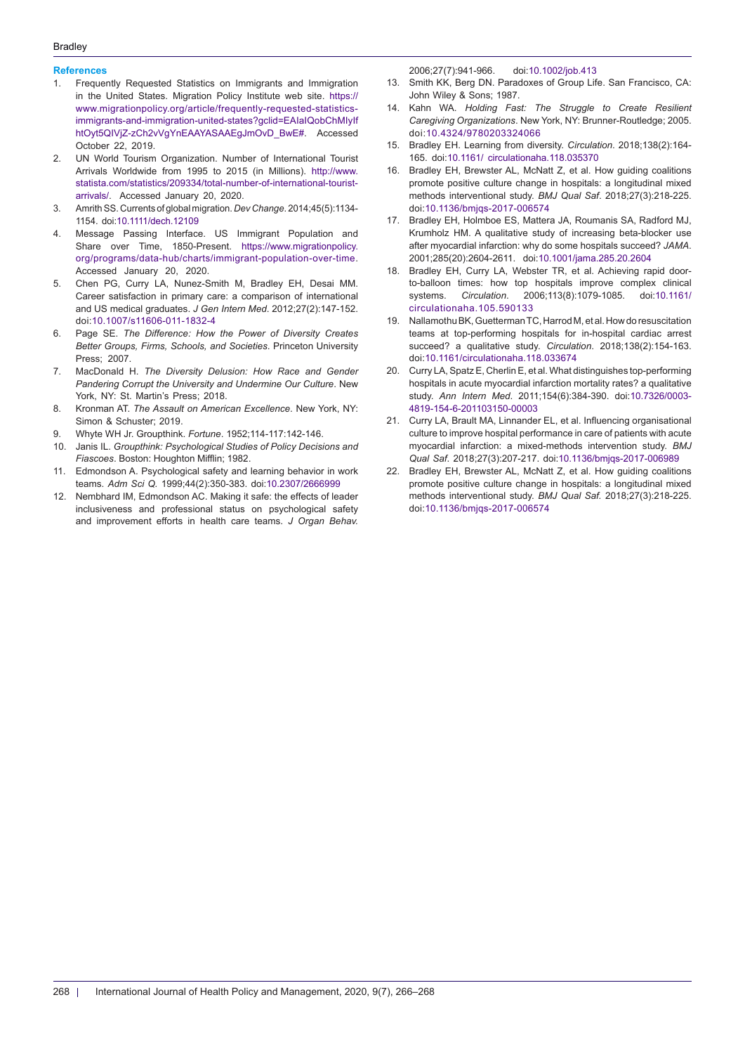## References

1. Frequently Requested Statistics on Immigrants and Immigration in the United States. Migration Policy Institute web site. https://www.migrationpolicy.org/article/frequently-requested-statistics-immigrants-and-immigration-united-states?gclid=EAIaIQobChMIyIfhtOyt5QIVjZ-zCh2vVgYnEAAYASAAEgJmOvD_BwE#. Accessed October 22, 2019.
2. UN World Tourism Organization. Number of International Tourist Arrivals Worldwide from 1995 to 2015 (in Millions). http://www.statista.com/statistics/209334/total-number-of-international-tourist-arrivals/. Accessed January 20, 2020.
3. Amrith SS. Currents of global migration. *Dev Change*. 2014;45(5):1134-1154. doi:10.1111/dech.12109
4. Message Passing Interface. US Immigrant Population and Share over Time, 1850-Present. https://www.migrationpolicy.org/programs/data-hub/charts/immigrant-population-over-time. Accessed January 20, 2020.
5. Chen PG, Curry LA, Nunez-Smith M, Bradley EH, Desai MM. Career satisfaction in primary care: a comparison of international and US medical graduates. *J Gen Intern Med*. 2012;27(2):147-152. doi:10.1007/s11606-011-1832-4
6. Page SE. *The Difference: How the Power of Diversity Creates Better Groups, Firms, Schools, and Societies*. Princeton University Press; 2007.
7. MacDonald H. *The Diversity Delusion: How Race and Gender Pandering Corrupt the University and Undermine Our Culture*. New York, NY: St. Martin's Press; 2018.
8. Kronman AT. *The Assault on American Excellence*. New York, NY: Simon & Schuster; 2019.
9. Whyte WH Jr. Groupthink. *Fortune*. 1952;114-117:142-146.
10. Janis IL. *Groupthink: Psychological Studies of Policy Decisions and Fiascoes*. Boston: Houghton Mifflin; 1982.
11. Edmondson A. Psychological safety and learning behavior in work teams. *Adm Sci Q*. 1999;44(2):350-383. doi:10.2307/2666999
12. Nembhard IM, Edmondson AC. Making it safe: the effects of leader inclusiveness and professional status on psychological safety and improvement efforts in health care teams. *J Organ Behav*. 2006;27(7):941-966. doi:10.1002/job.413
13. Smith KK, Berg DN. Paradoxes of Group Life. San Francisco, CA: John Wiley & Sons; 1987.
14. Kahn WA. *Holding Fast: The Struggle to Create Resilient Caregiving Organizations*. New York, NY: Brunner-Routledge; 2005. doi:10.4324/9780203324066
15. Bradley EH. Learning from diversity. *Circulation*. 2018;138(2):164-165. doi:10.1161/ circulationaha.118.035370
16. Bradley EH, Brewster AL, McNatt Z, et al. How guiding coalitions promote positive culture change in hospitals: a longitudinal mixed methods interventional study. *BMJ Qual Saf*. 2018;27(3):218-225. doi:10.1136/bmjqs-2017-006574
17. Bradley EH, Holmboe ES, Mattera JA, Roumanis SA, Radford MJ, Krumholz HM. A qualitative study of increasing beta-blocker use after myocardial infarction: why do some hospitals succeed? *JAMA*. 2001;285(20):2604-2611. doi:10.1001/jama.285.20.2604
18. Bradley EH, Curry LA, Webster TR, et al. Achieving rapid door-to-balloon times: how top hospitals improve complex clinical systems. *Circulation*. 2006;113(8):1079-1085. doi:10.1161/circulationaha.105.590133
19. Nallamothu BK, Guetterman TC, Harrod M, et al. How do resuscitation teams at top-performing hospitals for in-hospital cardiac arrest succeed? a qualitative study. *Circulation*. 2018;138(2):154-163. doi:10.1161/circulationaha.118.033674
20. Curry LA, Spatz E, Cherlin E, et al. What distinguishes top-performing hospitals in acute myocardial infarction mortality rates? a qualitative study. *Ann Intern Med*. 2011;154(6):384-390. doi:10.7326/0003-4819-154-6-201103150-00003
21. Curry LA, Brault MA, Linnander EL, et al. Influencing organisational culture to improve hospital performance in care of patients with acute myocardial infarction: a mixed-methods intervention study. *BMJ Qual Saf*. 2018;27(3):207-217. doi:10.1136/bmjqs-2017-006989
22. Bradley EH, Brewster AL, McNatt Z, et al. How guiding coalitions promote positive culture change in hospitals: a longitudinal mixed methods interventional study. *BMJ Qual Saf*. 2018;27(3):218-225. doi:10.1136/bmjqs-2017-006574